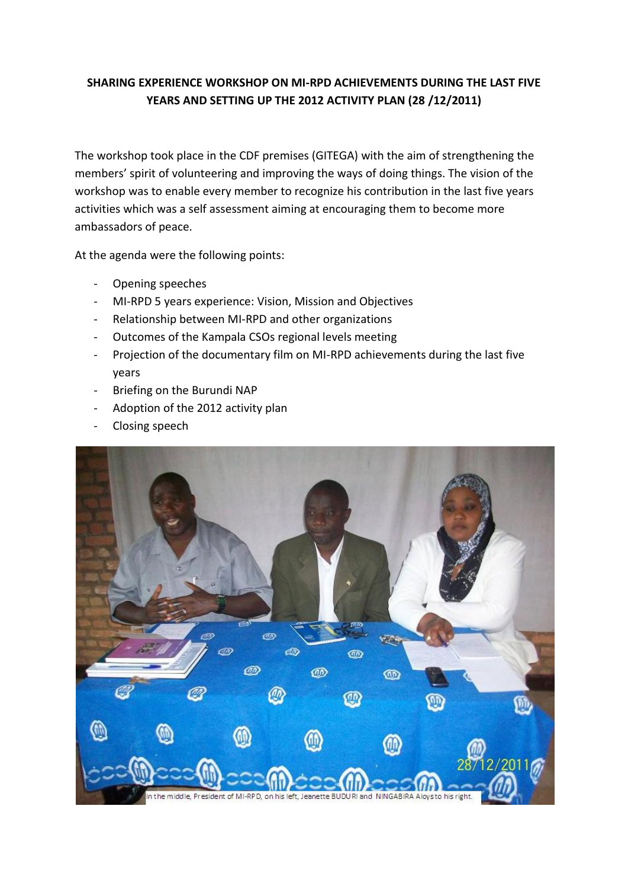**SHARING EXPERIENCE WORKSHOP ON MI-RPD ACHIEVEMENTS DURING THE LAST FIVE YEARS AND SETTING UP THE 2012 ACTIVITY PLAN (28 /12/2011)**

The workshop took place in the CDF premises (GITEGA) with the aim of strengthening the members' spirit of volunteering and improving the ways of doing things. The vision of the workshop was to enable every member to recognize his contribution in the last five years activities which was a self assessment aiming at encouraging them to become more ambassadors of peace.

At the agenda were the following points:

- Opening speeches
- MI-RPD 5 years experience: Vision, Mission and Objectives
- Relationship between MI-RPD and other organizations
- Outcomes of the Kampala CSOs regional levels meeting
- Projection of the documentary film on MI-RPD achievements during the last five years
- Briefing on the Burundi NAP
- Adoption of the 2012 activity plan
- Closing speech

In the middle, President of MI-RPD, on his left, Jeanette BUDURI and NINGABIRA Aloys to his right.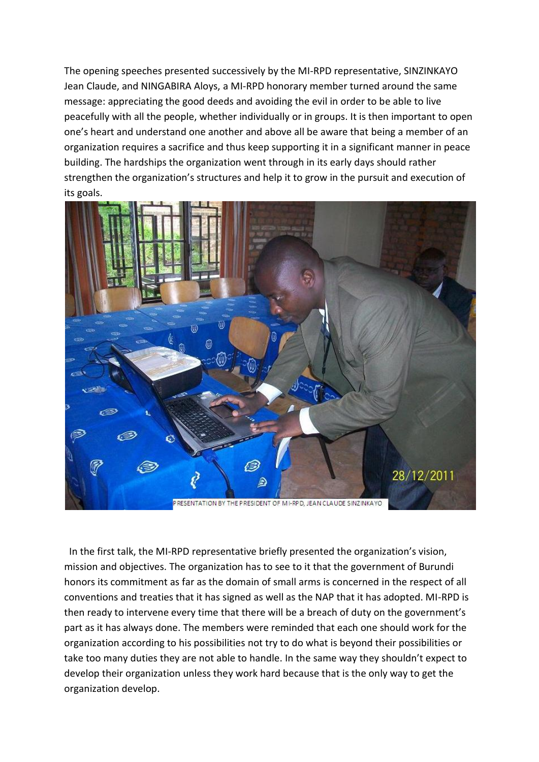The opening speeches presented successively by the MI-RPD representative, SINZINKAYO Jean Claude, and NINGABIRA Aloys, a MI-RPD honorary member turned around the same message: appreciating the good deeds and avoiding the evil in order to be able to live peacefully with all the people, whether individually or in groups. It is then important to open one's heart and understand one another and above all be aware that being a member of an organization requires a sacrifice and thus keep supporting it in a significant manner in peace building. The hardships the organization went through in its early days should rather strengthen the organization's structures and help it to grow in the pursuit and execution of its goals.

PRESENTATION BY THE PRESIDENT OF MI-RPD, JEAN CLAUDE SINZINKAYO

In the first talk, the MI-RPD representative briefly presented the organization's vision, mission and objectives. The organization has to see to it that the government of Burundi honors its commitment as far as the domain of small arms is concerned in the respect of all conventions and treaties that it has signed as well as the NAP that it has adopted. MI-RPD is then ready to intervene every time that there will be a breach of duty on the government's part as it has always done. The members were reminded that each one should work for the organization according to his possibilities not try to do what is beyond their possibilities or take too many duties they are not able to handle. In the same way they shouldn't expect to develop their organization unless they work hard because that is the only way to get the organization develop.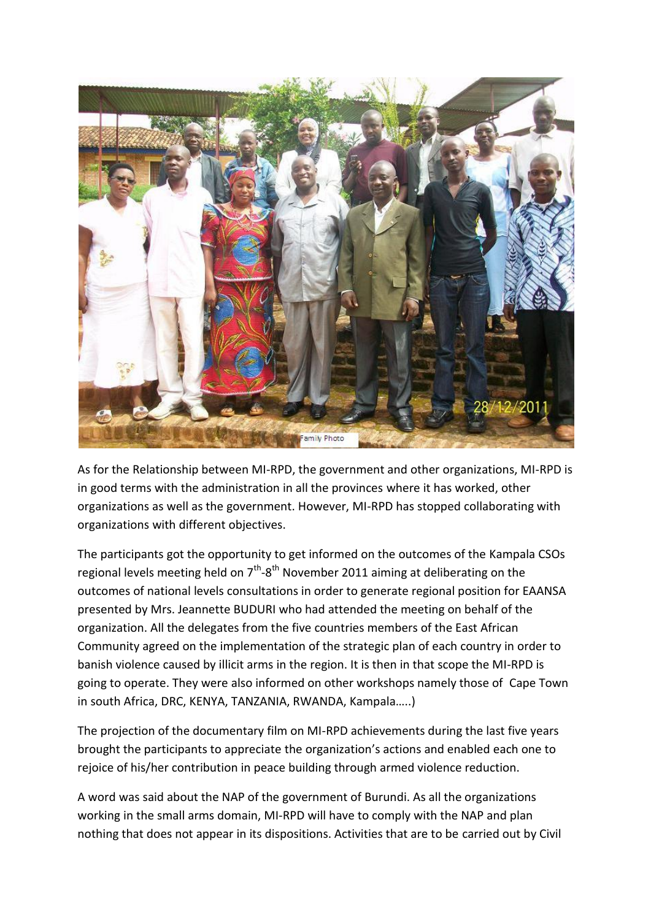As for the Relationship between MI-RPD, the government and other organizations, MI-RPD is in good terms with the administration in all the provinces where it has worked, other organizations as well as the government. However, MI-RPD has stopped collaborating with organizations with different objectives.

The participants got the opportunity to get informed on the outcomes of the Kampala CSOs regional levels meeting held on 7th-8th November 2011 aiming at deliberating on the outcomes of national levels consultations in order to generate regional position for EAANSA presented by Mrs. Jeannette BUDURI who had attended the meeting on behalf of the organization. All the delegates from the five countries members of the East African Community agreed on the implementation of the strategic plan of each country in order to banish violence caused by illicit arms in the region. It is then in that scope the MI-RPD is going to operate. They were also informed on other workshops namely those of Cape Town in south Africa, DRC, KENYA, TANZANIA, RWANDA, Kampala…..)

The projection of the documentary film on MI-RPD achievements during the last five years brought the participants to appreciate the organization's actions and enabled each one to rejoice of his/her contribution in peace building through armed violence reduction.

A word was said about the NAP of the government of Burundi. As all the organizations working in the small arms domain, MI-RPD will have to comply with the NAP and plan nothing that does not appear in its dispositions. Activities that are to be carried out by Civil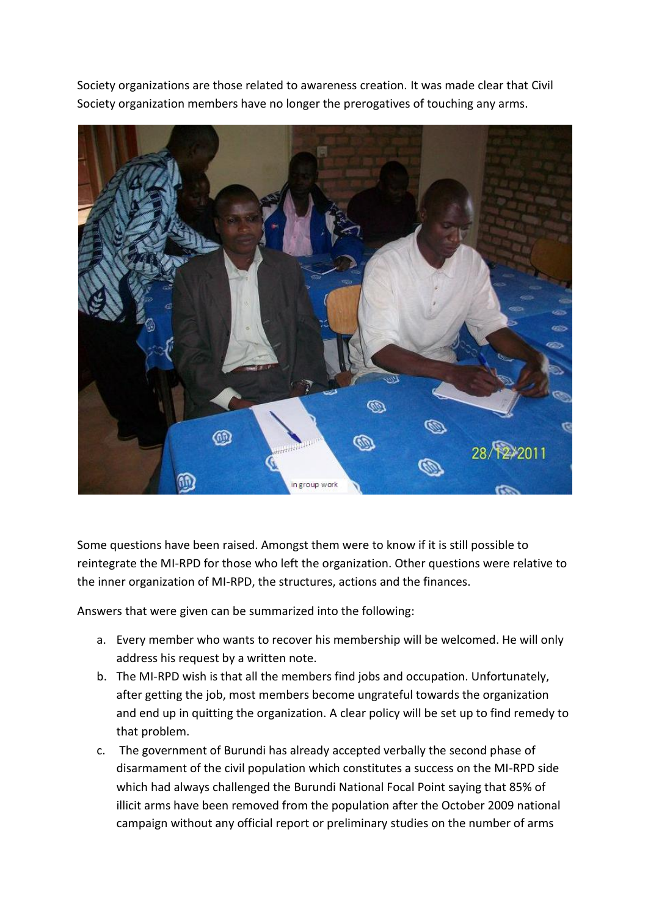Society organizations are those related to awareness creation. It was made clear that Civil Society organization members have no longer the prerogatives of touching any arms.

Some questions have been raised. Amongst them were to know if it is still possible to reintegrate the MI-RPD for those who left the organization. Other questions were relative to the inner organization of MI-RPD, the structures, actions and the finances.

Answers that were given can be summarized into the following:

a. Every member who wants to recover his membership will be welcomed. He will only address his request by a written note.
b. The MI-RPD wish is that all the members find jobs and occupation. Unfortunately, after getting the job, most members become ungrateful towards the organization and end up in quitting the organization. A clear policy will be set up to find remedy to that problem.
c. The government of Burundi has already accepted verbally the second phase of disarmament of the civil population which constitutes a success on the MI-RPD side which had always challenged the Burundi National Focal Point saying that 85% of illicit arms have been removed from the population after the October 2009 national campaign without any official report or preliminary studies on the number of arms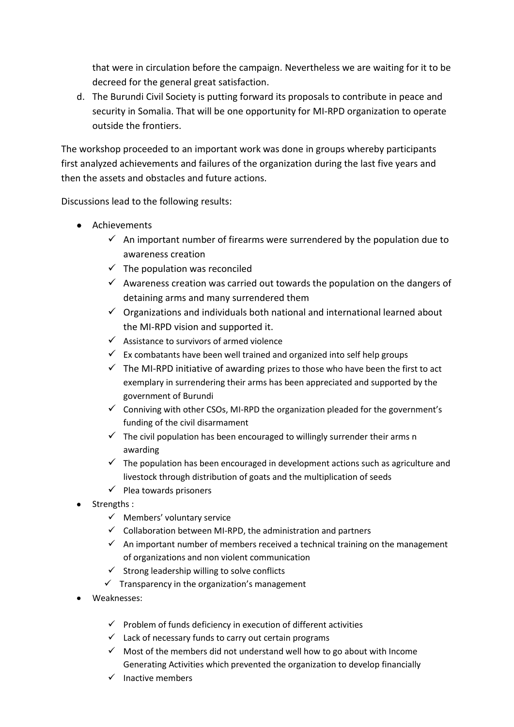that were in circulation before the campaign. Nevertheless we are waiting for it to be decreed for the general great satisfaction.

d. The Burundi Civil Society is putting forward its proposals to contribute in peace and security in Somalia. That will be one opportunity for MI-RPD organization to operate outside the frontiers.

The workshop proceeded to an important work was done in groups whereby participants first analyzed achievements and failures of the organization during the last five years and then the assets and obstacles and future actions.

Discussions lead to the following results:

- Achievements
  - ✓ An important number of firearms were surrendered by the population due to awareness creation
  - ✓ The population was reconciled
  - ✓ Awareness creation was carried out towards the population on the dangers of detaining arms and many surrendered them
  - ✓ Organizations and individuals both national and international learned about the MI-RPD vision and supported it.
  - ✓ Assistance to survivors of armed violence
  - ✓ Ex combatants have been well trained and organized into self help groups
  - ✓ The MI-RPD initiative of awarding prizes to those who have been the first to act exemplary in surrendering their arms has been appreciated and supported by the government of Burundi
  - ✓ Conniving with other CSOs, MI-RPD the organization pleaded for the government's funding of the civil disarmament
  - ✓ The civil population has been encouraged to willingly surrender their arms n awarding
  - ✓ The population has been encouraged in development actions such as agriculture and livestock through distribution of goats and the multiplication of seeds
  - ✓ Plea towards prisoners
- Strengths :
  - ✓ Members' voluntary service
  - ✓ Collaboration between MI-RPD, the administration and partners
  - ✓ An important number of members received a technical training on the management of organizations and non violent communication
  - ✓ Strong leadership willing to solve conflicts
  - ✓ Transparency in the organization's management
- Weaknesses:
  - ✓ Problem of funds deficiency in execution of different activities
  - ✓ Lack of necessary funds to carry out certain programs
  - ✓ Most of the members did not understand well how to go about with Income Generating Activities which prevented the organization to develop financially
  - ✓ Inactive members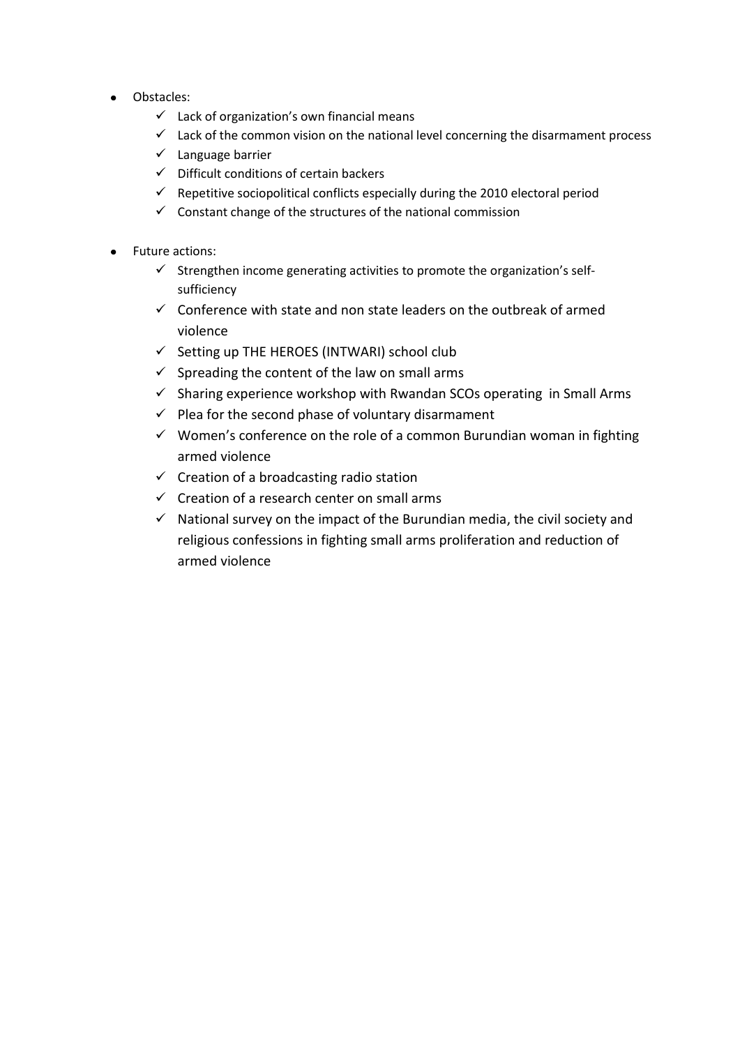- Obstacles:
  - ✓ Lack of organization's own financial means
  - ✓ Lack of the common vision on the national level concerning the disarmament process
  - ✓ Language barrier
  - ✓ Difficult conditions of certain backers
  - ✓ Repetitive sociopolitical conflicts especially during the 2010 electoral period
  - ✓ Constant change of the structures of the national commission

- Future actions:
  - ✓ Strengthen income generating activities to promote the organization's self-sufficiency
  - ✓ Conference with state and non state leaders on the outbreak of armed violence
  - ✓ Setting up THE HEROES (INTWARI) school club
  - ✓ Spreading the content of the law on small arms
  - ✓ Sharing experience workshop with Rwandan SCOs operating in Small Arms
  - ✓ Plea for the second phase of voluntary disarmament
  - ✓ Women's conference on the role of a common Burundian woman in fighting armed violence
  - ✓ Creation of a broadcasting radio station
  - ✓ Creation of a research center on small arms
  - ✓ National survey on the impact of the Burundian media, the civil society and religious confessions in fighting small arms proliferation and reduction of armed violence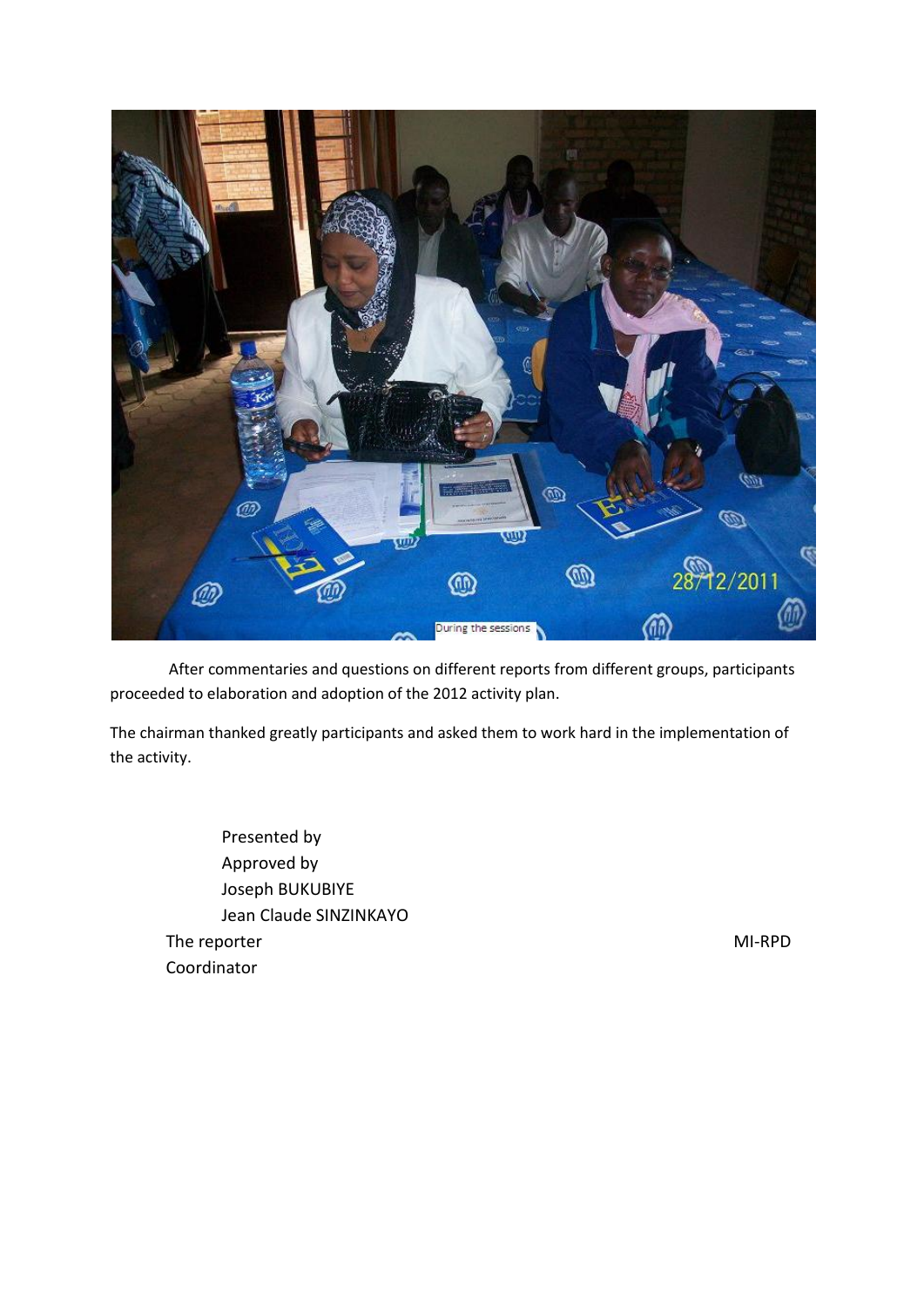After commentaries and questions on different reports from different groups, participants proceeded to elaboration and adoption of the 2012 activity plan.

The chairman thanked greatly participants and asked them to work hard in the implementation of the activity.

Presented by

Approved by

Joseph BUKUBIYE

Jean Claude SINZINKAYO

The reporter MI-RPD

Coordinator